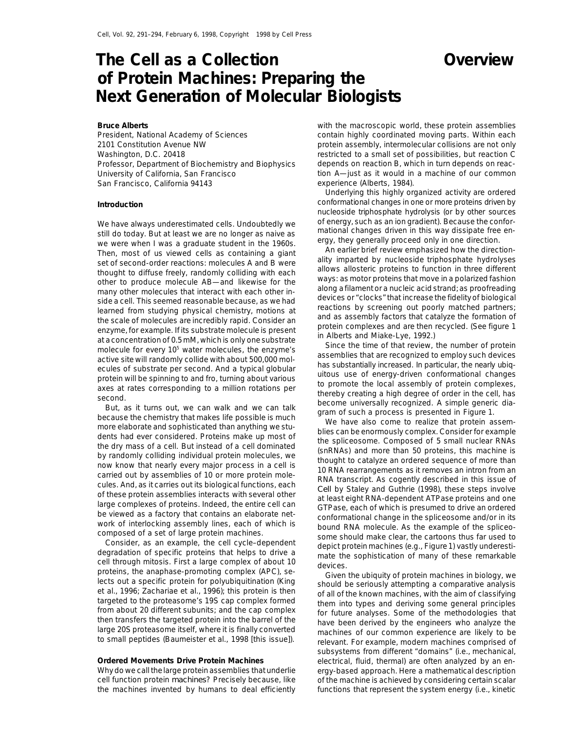# The Cell as a Collection of Protein Machines: Preparing the Next Generation of Molecular Biologists

Overview

**Bruce Alberts**
President, National Academy of Sciences
2101 Constitution Avenue NW
Washington, D.C. 20418
Professor, Department of Biochemistry and Biophysics
University of California, San Francisco
San Francisco, California 94143

## Introduction

We have always underestimated cells. Undoubtedly we still do today. But at least we are no longer as naive as we were when I was a graduate student in the 1960s. Then, most of us viewed cells as containing a giant set of second-order reactions: molecules A and B were thought to diffuse freely, randomly colliding with each other to produce molecule AB—and likewise for the many other molecules that interact with each other inside a cell. This seemed reasonable because, as we had learned from studying physical chemistry, motions at the scale of molecules are incredibly rapid. Consider an enzyme, for example. If its substrate molecule is present at a concentration of 0.5 mM, which is only one substrate molecule for every $10^5$ water molecules, the enzyme's active site will randomly collide with about 500,000 molecules of substrate per second. And a typical globular protein will be spinning to and fro, turning about various axes at rates corresponding to a million rotations per second.

But, as it turns out, we can walk and we can talk because the chemistry that makes life possible is much more elaborate and sophisticated than anything we students had ever considered. Proteins make up most of the dry mass of a cell. But instead of a cell dominated by randomly colliding individual protein molecules, we now know that nearly every major process in a cell is carried out by assemblies of 10 or more protein molecules. And, as it carries out its biological functions, each of these protein assemblies interacts with several other large complexes of proteins. Indeed, the entire cell can be viewed as a factory that contains an elaborate network of interlocking assembly lines, each of which is composed of a set of large protein machines.

Consider, as an example, the cell cycle–dependent degradation of specific proteins that helps to drive a cell through mitosis. First a large complex of about 10 proteins, the anaphase-promoting complex (APC), selects out a specific protein for polyubiquitination (King et al., 1996; Zachariae et al., 1996); this protein is then targeted to the proteasome's 19S cap complex formed from about 20 different subunits; and the cap complex then transfers the targeted protein into the barrel of the large 20S proteasome itself, where it is finally converted to small peptides (Baumeister et al., 1998 [this issue]).

## Ordered Movements Drive Protein Machines

Why do we call the large protein assemblies that underlie cell function protein *machines*? Precisely because, like the machines invented by humans to deal efficiently with the macroscopic world, these protein assemblies contain highly coordinated moving parts. Within each protein assembly, intermolecular collisions are not only restricted to a small set of possibilities, but reaction C depends on reaction B, which in turn depends on reaction A—just as it would in a machine of our common experience (Alberts, 1984).

Underlying this highly organized activity are ordered conformational changes in one or more proteins driven by nucleoside triphosphate hydrolysis (or by other sources of energy, such as an ion gradient). Because the conformational changes driven in this way dissipate free energy, they generally proceed only in one direction.

An earlier brief review emphasized how the directionality imparted by nucleoside triphosphate hydrolyses allows allosteric proteins to function in three different ways: as motor proteins that move in a polarized fashion along a filament or a nucleic acid strand; as proofreading devices or "clocks" that increase the fidelity of biological reactions by screening out poorly matched partners; and as assembly factors that catalyze the formation of protein complexes and are then recycled. (See figure 1 in Alberts and Miake-Lye, 1992.)

Since the time of that review, the number of protein assemblies that are recognized to employ such devices has substantially increased. In particular, the nearly ubiquitous use of energy-driven conformational changes to promote the local assembly of protein complexes, thereby creating a high degree of order in the cell, has become universally recognized. A simple generic diagram of such a process is presented in Figure 1.

We have also come to realize that protein assemblies can be enormously complex. Consider for example the spliceosome. Composed of 5 small nuclear RNAs (snRNAs) and more than 50 proteins, this machine is thought to catalyze an ordered sequence of more than 10 RNA rearrangements as it removes an intron from an RNA transcript. As cogently described in this issue of *Cell* by Staley and Guthrie (1998), these steps involve at least eight RNA-dependent ATPase proteins and one GTPase, each of which is presumed to drive an ordered conformational change in the spliceosome and/or in its bound RNA molecule. As the example of the spliceosome should make clear, the cartoons thus far used to depict protein machines (e.g., Figure 1) vastly underestimate the sophistication of many of these remarkable devices.

Given the ubiquity of protein machines in biology, we should be seriously attempting a comparative analysis of all of the known machines, with the aim of classifying them into types and deriving some general principles for future analyses. Some of the methodologies that have been derived by the engineers who analyze the machines of our common experience are likely to be relevant. For example, modern machines comprised of subsystems from different "domains" (i.e., mechanical, electrical, fluid, thermal) are often analyzed by an energy-based approach. Here a mathematical description of the machine is achieved by considering certain scalar functions that represent the system energy (i.e., kinetic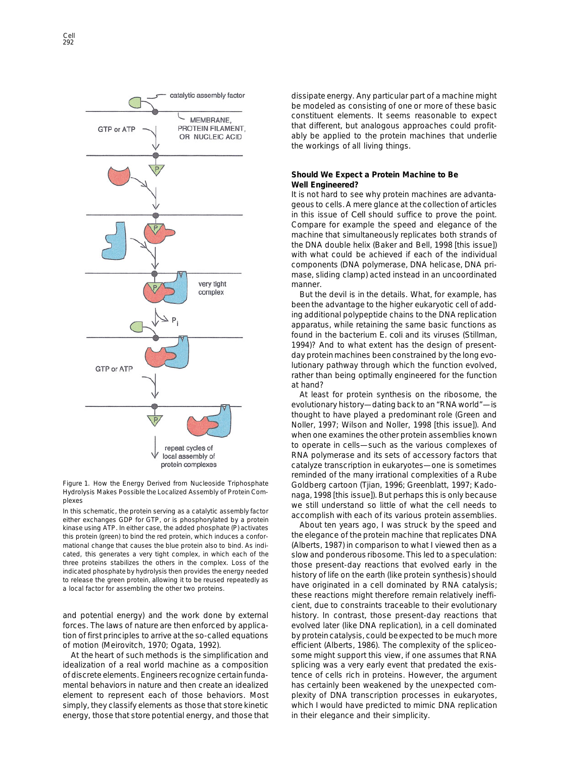Figure 1. How the Energy Derived from Nucleoside Triphosphate Hydrolysis Makes Possible the Localized Assembly of Protein Complexes

In this schematic, the protein serving as a catalytic assembly factor either exchanges GDP for GTP, or is phosphorylated by a protein kinase using ATP. In either case, the added phosphate (P) activates this protein (green) to bind the red protein, which induces a conformational change that causes the blue protein also to bind. As indicated, this generates a very tight complex, in which each of the three proteins stabilizes the others in the complex. Loss of the indicated phosphate by hydrolysis then provides the energy needed to release the green protein, allowing it to be reused repeatedly as a local factor for assembling the other two proteins.

and potential energy) and the work done by external forces. The laws of nature are then enforced by application of first principles to arrive at the so-called equations of motion (Meirovitch, 1970; Ogata, 1992).

At the heart of such methods is the simplification and idealization of a real world machine as a composition of discrete elements. Engineers recognize certain fundamental behaviors in nature and then create an idealized element to represent each of those behaviors. Most simply, they classify elements as those that store kinetic energy, those that store potential energy, and those that dissipate energy. Any particular part of a machine might be modeled as consisting of one or more of these basic constituent elements. It seems reasonable to expect that different, but analogous approaches could profitably be applied to the protein machines that underlie the workings of all living things.

### Should We Expect a Protein Machine to Be Well Engineered?

It is not hard to see why protein machines are advantageous to cells. A mere glance at the collection of articles in this issue of Cell should suffice to prove the point. Compare for example the speed and elegance of the machine that simultaneously replicates both strands of the DNA double helix (Baker and Bell, 1998 [this issue]) with what could be achieved if each of the individual components (DNA polymerase, DNA helicase, DNA primase, sliding clamp) acted instead in an uncoordinated manner.

But the devil is in the details. What, for example, has been the advantage to the higher eukaryotic cell of adding additional polypeptide chains to the DNA replication apparatus, while retaining the same basic functions as found in the bacterium E. coli and its viruses (Stillman, 1994)? And to what extent has the design of present-day protein machines been constrained by the long evolutionary pathway through which the function evolved, rather than being optimally engineered for the function at hand?

At least for protein synthesis on the ribosome, the evolutionary history—dating back to an "RNA world"—is thought to have played a predominant role (Green and Noller, 1997; Wilson and Noller, 1998 [this issue]). And when one examines the other protein assemblies known to operate in cells—such as the various complexes of RNA polymerase and its sets of accessory factors that catalyze transcription in eukaryotes—one is sometimes reminded of the many irrational complexities of a Rube Goldberg cartoon (Tjian, 1996; Greenblatt, 1997; Kadonaga, 1998 [this issue]). But perhaps this is only because we still understand so little of what the cell needs to accomplish with each of its various protein assemblies.

About ten years ago, I was struck by the speed and the elegance of the protein machine that replicates DNA (Alberts, 1987) in comparison to what I viewed then as a slow and ponderous ribosome. This led to a speculation: those present-day reactions that evolved early in the history of life on the earth (like protein synthesis) should have originated in a cell dominated by RNA catalysis; these reactions might therefore remain relatively inefficient, due to constraints traceable to their evolutionary history. In contrast, those present-day reactions that evolved later (like DNA replication), in a cell dominated by protein catalysis, could be expected to be much more efficient (Alberts, 1986). The complexity of the spliceosome might support this view, if one assumes that RNA splicing was a very early event that predated the existence of cells rich in proteins. However, the argument has certainly been weakened by the unexpected complexity of DNA transcription processes in eukaryotes, which I would have predicted to mimic DNA replication in their elegance and their simplicity.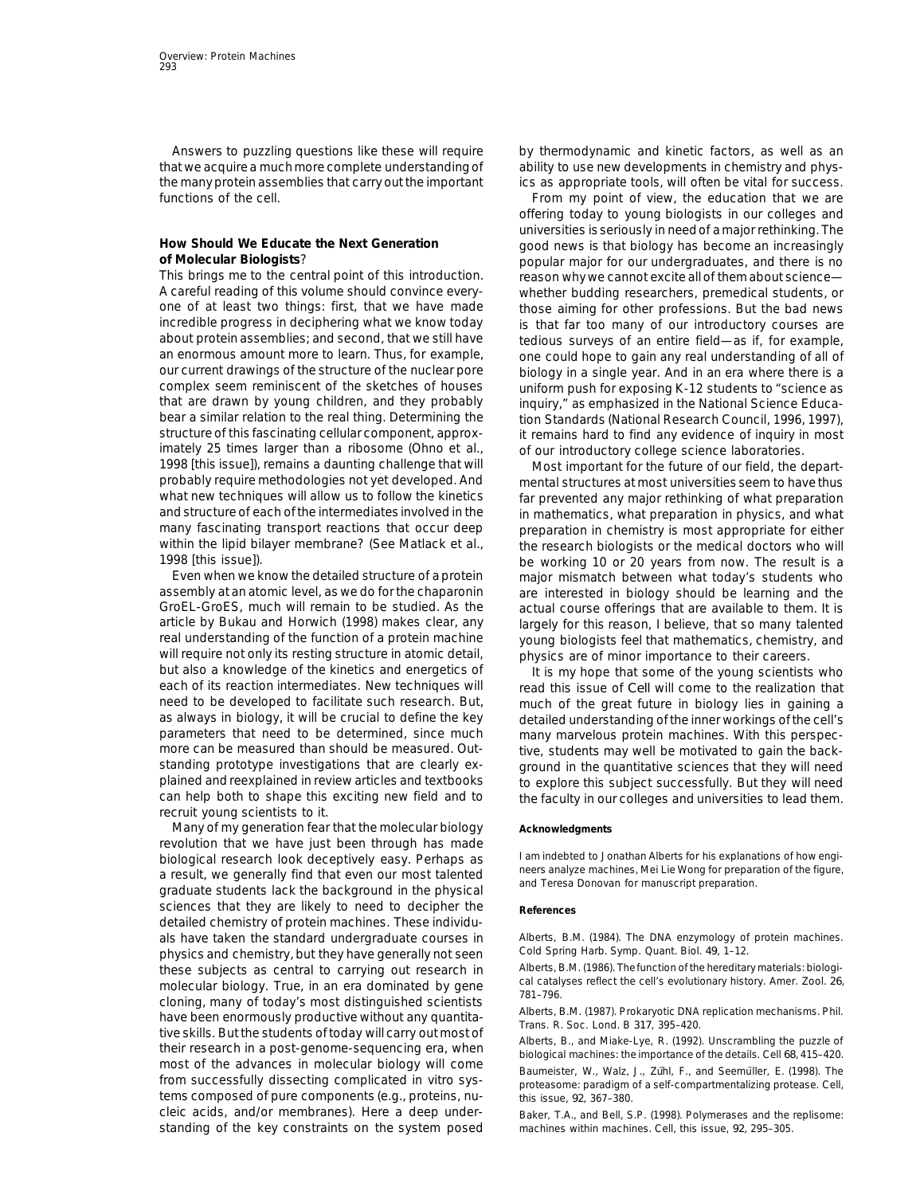Answers to puzzling questions like these will require that we acquire a much more complete understanding of the many protein assemblies that carry out the important functions of the cell.

## How Should We Educate the Next Generation of Molecular Biologists?

This brings me to the central point of this introduction. A careful reading of this volume should convince everyone of at least two things: first, that we have made incredible progress in deciphering what we know today about protein assemblies; and second, that we still have an enormous amount more to learn. Thus, for example, our current drawings of the structure of the nuclear pore complex seem reminiscent of the sketches of houses that are drawn by young children, and they probably bear a similar relation to the real thing. Determining the structure of this fascinating cellular component, approximately 25 times larger than a ribosome (Ohno et al., 1998 [this issue]), remains a daunting challenge that will probably require methodologies not yet developed. And what new techniques will allow us to follow the kinetics and structure of each of the intermediates involved in the many fascinating transport reactions that occur deep within the lipid bilayer membrane? (See Matlack et al., 1998 [this issue]).

Even when we know the detailed structure of a protein assembly at an atomic level, as we do for the chaparonin GroEL-GroES, much will remain to be studied. As the article by Bukau and Horwich (1998) makes clear, any real understanding of the function of a protein machine will require not only its resting structure in atomic detail, but also a knowledge of the kinetics and energetics of each of its reaction intermediates. New techniques will need to be developed to facilitate such research. But, as always in biology, it will be crucial to define the key parameters that need to be determined, since much more can be measured than should be measured. Outstanding prototype investigations that are clearly explained and reexplained in review articles and textbooks can help both to shape this exciting new field and to recruit young scientists to it.

Many of my generation fear that the molecular biology revolution that we have just been through has made biological research look deceptively easy. Perhaps as a result, we generally find that even our most talented graduate students lack the background in the physical sciences that they are likely to need to decipher the detailed chemistry of protein machines. These individuals have taken the standard undergraduate courses in physics and chemistry, but they have generally not seen these subjects as central to carrying out research in molecular biology. True, in an era dominated by gene cloning, many of today's most distinguished scientists have been enormously productive without any quantitative skills. But the students of today will carry out most of their research in a post-genome-sequencing era, when most of the advances in molecular biology will come from successfully dissecting complicated in vitro systems composed of pure components (e.g., proteins, nucleic acids, and/or membranes). Here a deep understanding of the key constraints on the system posed by thermodynamic and kinetic factors, as well as an ability to use new developments in chemistry and physics as appropriate tools, will often be vital for success.

From my point of view, the education that we are offering today to young biologists in our colleges and universities is seriously in need of a major rethinking. The good news is that biology has become an increasingly popular major for our undergraduates, and there is no reason why we cannot excite all of them about science—whether budding researchers, premedical students, or those aiming for other professions. But the bad news is that far too many of our introductory courses are tedious surveys of an entire field—as if, for example, one could hope to gain any real understanding of all of biology in a single year. And in an era where there is a uniform push for exposing K-12 students to "science as inquiry," as emphasized in the National Science Education Standards (National Research Council, 1996, 1997), it remains hard to find any evidence of inquiry in most of our introductory college science laboratories.

Most important for the future of our field, the departmental structures at most universities seem to have thus far prevented any major rethinking of what preparation in mathematics, what preparation in physics, and what preparation in chemistry is most appropriate for either the research biologists or the medical doctors who will be working 10 or 20 years from now. The result is a major mismatch between what today's students who are interested in biology should be learning and the actual course offerings that are available to them. It is largely for this reason, I believe, that so many talented young biologists feel that mathematics, chemistry, and physics are of minor importance to their careers.

It is my hope that some of the young scientists who read this issue of *Cell* will come to the realization that much of the great future in biology lies in gaining a detailed understanding of the inner workings of the cell's many marvelous protein machines. With this perspective, students may well be motivated to gain the background in the quantitative sciences that they will need to explore this subject successfully. But they will need the faculty in our colleges and universities to lead them.

#### Acknowledgments

I am indebted to Jonathan Alberts for his explanations of how engineers analyze machines, Mei Lie Wong for preparation of the figure, and Teresa Donovan for manuscript preparation.

#### References

Alberts, B.M. (1984). The DNA enzymology of protein machines. Cold Spring Harb. Symp. Quant. Biol. *49*, 1–12.

Alberts, B.M. (1986). The function of the hereditary materials: biological catalyses reflect the cell's evolutionary history. Amer. Zool. *26*, 781–796.

Alberts, B.M. (1987). Prokaryotic DNA replication mechanisms. Phil. Trans. R. Soc. Lond. B *317*, 395–420.

Alberts, B., and Miake-Lye, R. (1992). Unscrambling the puzzle of biological machines: the importance of the details. Cell *68*, 415–420.

Baumeister, W., Walz, J., Zühl, F., and Seemüller, E. (1998). The proteasome: paradigm of a self-compartmentalizing protease. Cell, this issue, *92*, 367–380.

Baker, T.A., and Bell, S.P. (1998). Polymerases and the replisome: machines within machines. Cell, this issue, *92*, 295–305.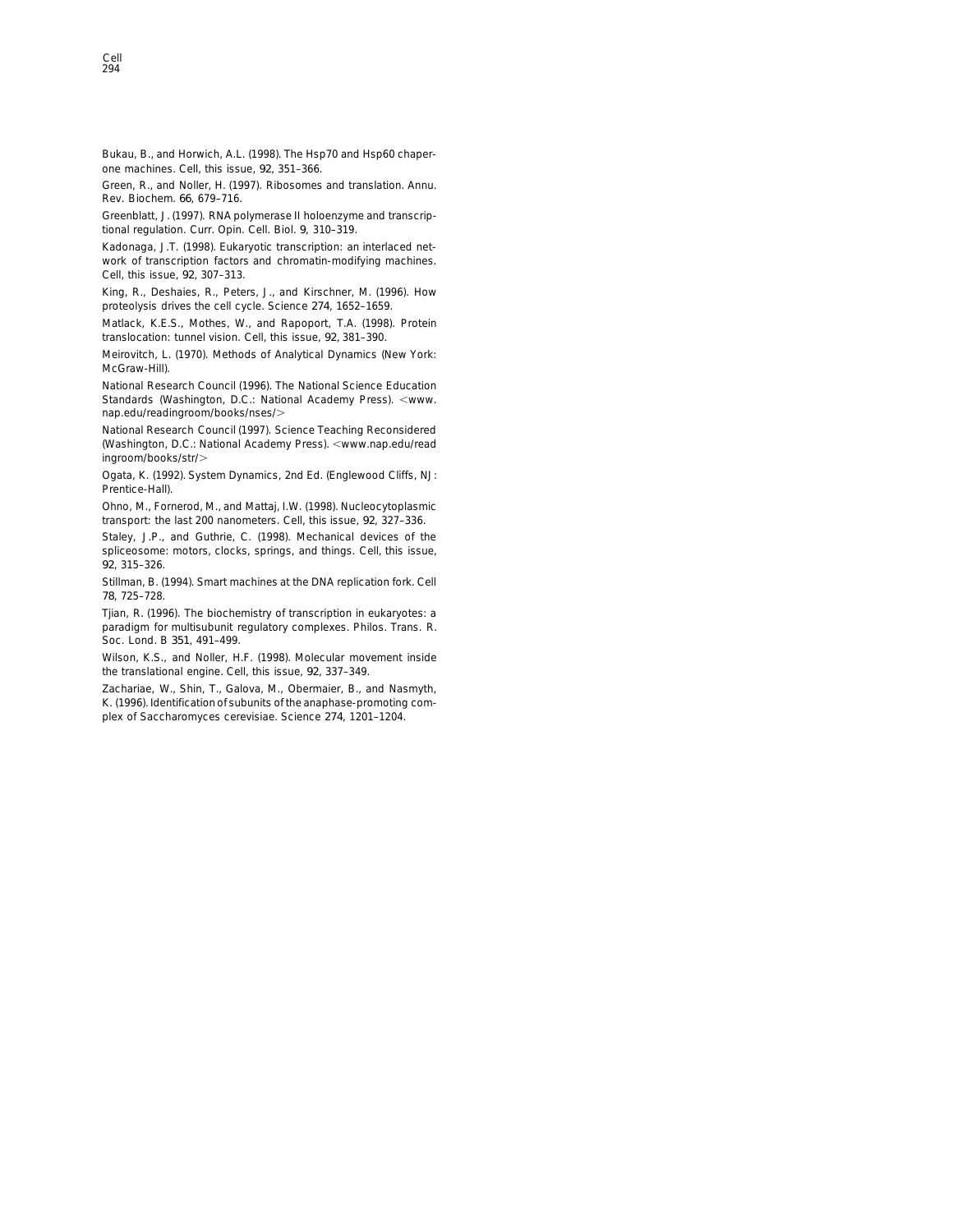Bukau, B., and Horwich, A.L. (1998). The Hsp70 and Hsp60 chaperone machines. Cell, this issue, 92, 351–366.

Green, R., and Noller, H. (1997). Ribosomes and translation. Annu. Rev. Biochem. 66, 679–716.

Greenblatt, J. (1997). RNA polymerase II holoenzyme and transcriptional regulation. Curr. Opin. Cell. Biol. 9, 310–319.

Kadonaga, J.T. (1998). Eukaryotic transcription: an interlaced network of transcription factors and chromatin-modifying machines. Cell, this issue, 92, 307–313.

King, R., Deshaies, R., Peters, J., and Kirschner, M. (1996). How proteolysis drives the cell cycle. Science 274, 1652–1659.

Matlack, K.E.S., Mothes, W., and Rapoport, T.A. (1998). Protein translocation: tunnel vision. Cell, this issue, 92, 381–390.

Meirovitch, L. (1970). Methods of Analytical Dynamics (New York: McGraw-Hill).

National Research Council (1996). The National Science Education Standards (Washington, D.C.: National Academy Press). <www.nap.edu/readingroom/books/nses/>

National Research Council (1997). Science Teaching Reconsidered (Washington, D.C.: National Academy Press). <www.nap.edu/readingroom/books/str/>

Ogata, K. (1992). System Dynamics, 2nd Ed. (Englewood Cliffs, NJ: Prentice-Hall).

Ohno, M., Fornerod, M., and Mattaj, I.W. (1998). Nucleocytoplasmic transport: the last 200 nanometers. Cell, this issue, 92, 327–336.

Staley, J.P., and Guthrie, C. (1998). Mechanical devices of the spliceosome: motors, clocks, springs, and things. Cell, this issue, 92, 315–326.

Stillman, B. (1994). Smart machines at the DNA replication fork. Cell 78, 725–728.

Tjian, R. (1996). The biochemistry of transcription in eukaryotes: a paradigm for multisubunit regulatory complexes. Philos. Trans. R. Soc. Lond. B 351, 491–499.

Wilson, K.S., and Noller, H.F. (1998). Molecular movement inside the translational engine. Cell, this issue, 92, 337–349.

Zachariae, W., Shin, T., Galova, M., Obermaier, B., and Nasmyth, K. (1996). Identification of subunits of the anaphase-promoting complex of Saccharomyces cerevisiae. Science 274, 1201–1204.